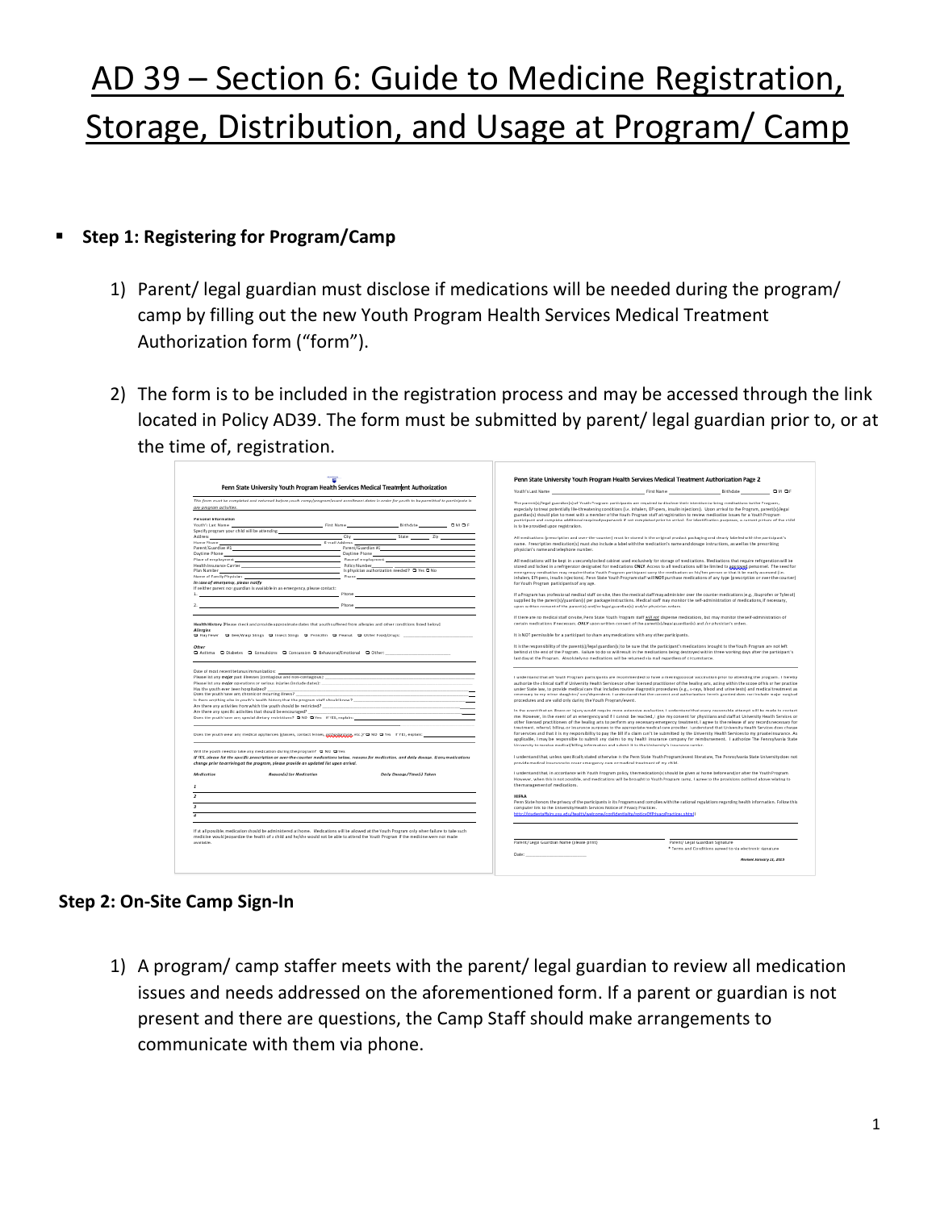# AD 39 – Section 6: Guide to Medicine Registration, Storage, Distribution, and Usage at Program/ Camp

- **Step 1: Registering for Program/Camp**

1) Parent/ legal guardian must disclose if medications will be needed during the program/ camp by filling out the new Youth Program Health Services Medical Treatment Authorization form ("form").

2) The form is to be included in the registration process and may be accessed through the link located in Policy AD39. The form must be submitted by parent/ legal guardian prior to, or at the time of, registration.

**Step 2: On-Site Camp Sign-In**

1) A program/ camp staffer meets with the parent/ legal guardian to review all medication issues and needs addressed on the aforementioned form. If a parent or guardian is not present and there are questions, the Camp Staff should make arrangements to communicate with them via phone.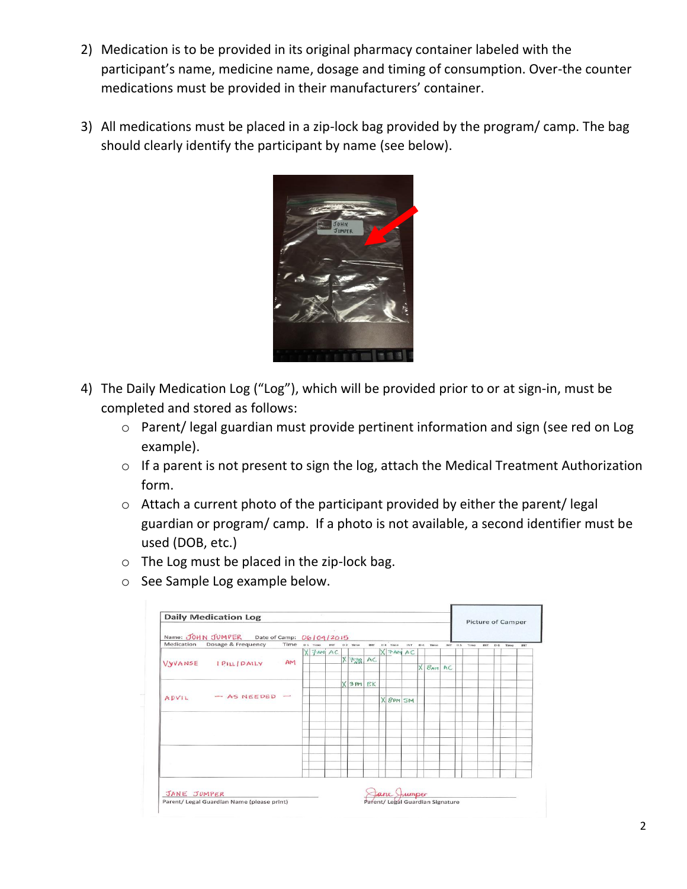2) Medication is to be provided in its original pharmacy container labeled with the participant's name, medicine name, dosage and timing of consumption. Over-the counter medications must be provided in their manufacturers' container.

3) All medications must be placed in a zip-lock bag provided by the program/ camp. The bag should clearly identify the participant by name (see below).

4) The Daily Medication Log ("Log"), which will be provided prior to or at sign-in, must be completed and stored as follows:
   - Parent/ legal guardian must provide pertinent information and sign (see red on Log example).
   - If a parent is not present to sign the log, attach the Medical Treatment Authorization form.
   - Attach a current photo of the participant provided by either the parent/ legal guardian or program/ camp. If a photo is not available, a second identifier must be used (DOB, etc.)
   - The Log must be placed in the zip-lock bag.
   - See Sample Log example below.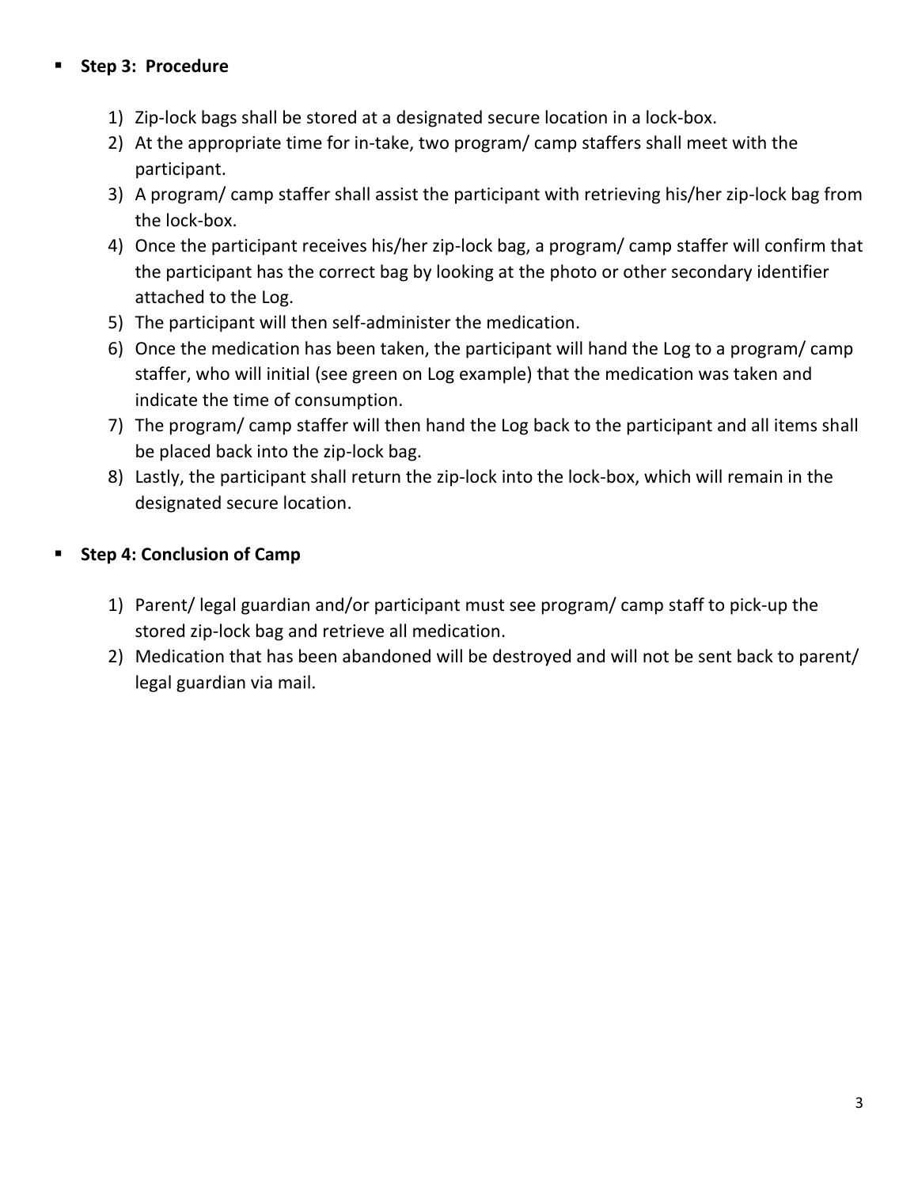- **Step 3: Procedure**

  1) Zip-lock bags shall be stored at a designated secure location in a lock-box.
  2) At the appropriate time for in-take, two program/ camp staffers shall meet with the participant.
  3) A program/ camp staffer shall assist the participant with retrieving his/her zip-lock bag from the lock-box.
  4) Once the participant receives his/her zip-lock bag, a program/ camp staffer will confirm that the participant has the correct bag by looking at the photo or other secondary identifier attached to the Log.
  5) The participant will then self-administer the medication.
  6) Once the medication has been taken, the participant will hand the Log to a program/ camp staffer, who will initial (see green on Log example) that the medication was taken and indicate the time of consumption.
  7) The program/ camp staffer will then hand the Log back to the participant and all items shall be placed back into the zip-lock bag.
  8) Lastly, the participant shall return the zip-lock into the lock-box, which will remain in the designated secure location.

- **Step 4: Conclusion of Camp**

  1) Parent/ legal guardian and/or participant must see program/ camp staff to pick-up the stored zip-lock bag and retrieve all medication.
  2) Medication that has been abandoned will be destroyed and will not be sent back to parent/ legal guardian via mail.